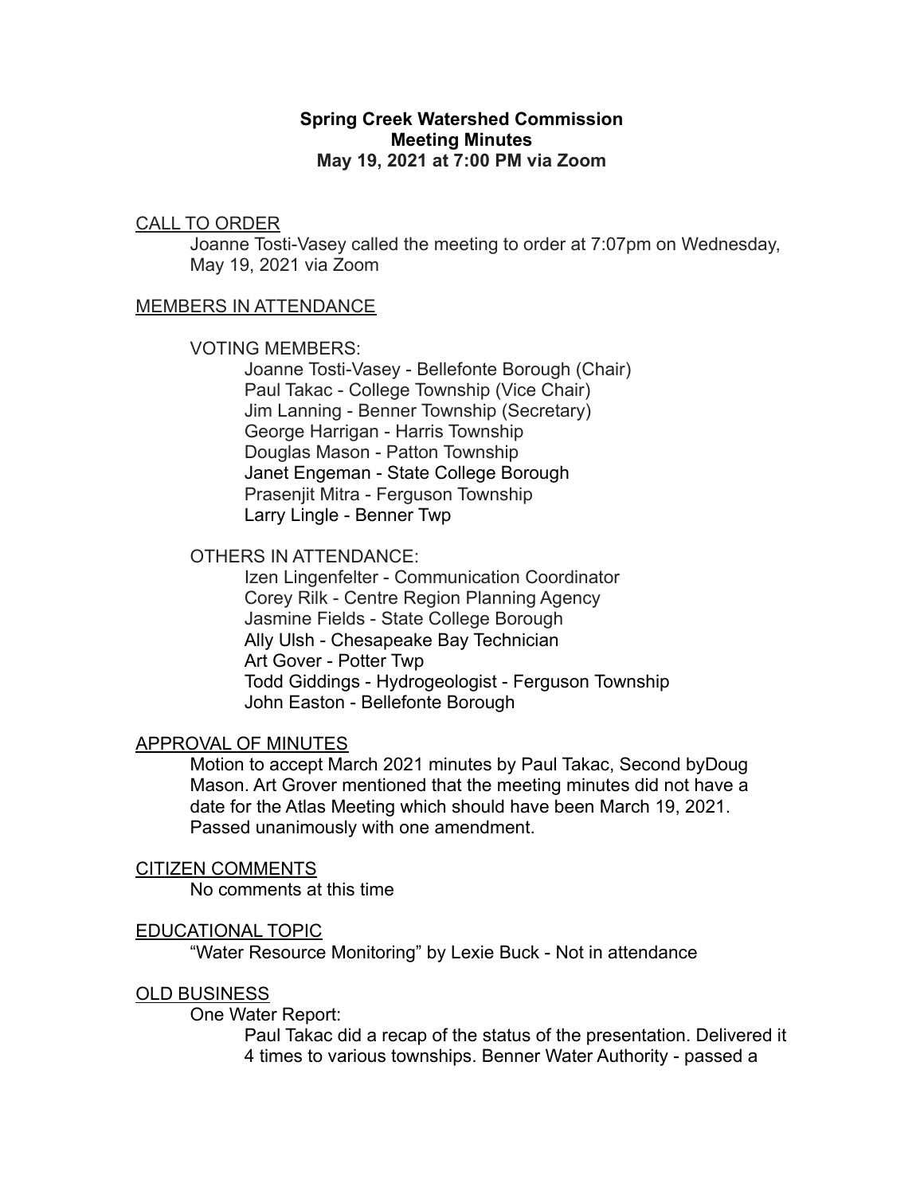**Spring Creek Watershed Commission**
**Meeting Minutes**
**May 19, 2021 at 7:00 PM via Zoom**

CALL TO ORDER

Joanne Tosti-Vasey called the meeting to order at 7:07pm on Wednesday, May 19, 2021 via Zoom

MEMBERS IN ATTENDANCE

VOTING MEMBERS:

- Joanne Tosti-Vasey - Bellefonte Borough (Chair)
- Paul Takac - College Township (Vice Chair)
- Jim Lanning - Benner Township (Secretary)
- George Harrigan - Harris Township
- Douglas Mason - Patton Township
- Janet Engeman - State College Borough
- Prasenjit Mitra - Ferguson Township
- Larry Lingle - Benner Twp

OTHERS IN ATTENDANCE:

- Izen Lingenfelter - Communication Coordinator
- Corey Rilk - Centre Region Planning Agency
- Jasmine Fields - State College Borough
- Ally Ulsh - Chesapeake Bay Technician
- Art Gover - Potter Twp
- Todd Giddings - Hydrogeologist - Ferguson Township
- John Easton - Bellefonte Borough

APPROVAL OF MINUTES

Motion to accept March 2021 minutes by Paul Takac, Second byDoug Mason. Art Grover mentioned that the meeting minutes did not have a date for the Atlas Meeting which should have been March 19, 2021. Passed unanimously with one amendment.

CITIZEN COMMENTS

No comments at this time

EDUCATIONAL TOPIC

"Water Resource Monitoring" by Lexie Buck - Not in attendance

OLD BUSINESS

One Water Report:

Paul Takac did a recap of the status of the presentation. Delivered it 4 times to various townships. Benner Water Authority - passed a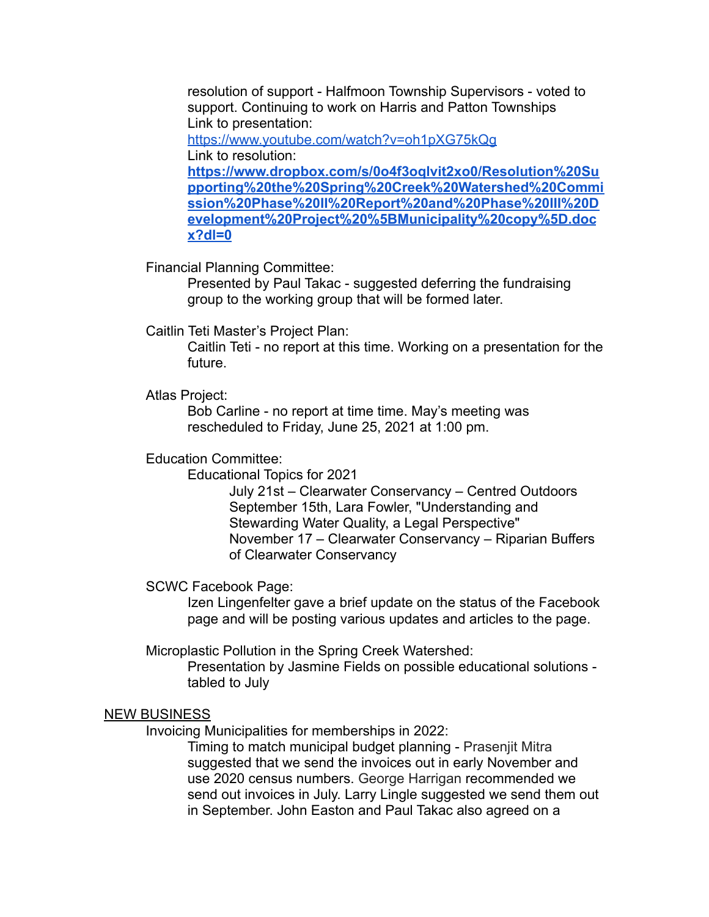resolution of support - Halfmoon Township Supervisors - voted to support. Continuing to work on Harris and Patton Townships
Link to presentation:
[https://www.youtube.com/watch?v=oh1pXG75kQg](https://www.youtube.com/watch?v=oh1pXG75kQg)
Link to resolution:
**[https://www.dropbox.com/s/0o4f3oqlvit2xo0/Resolution%20Supporting%20the%20Spring%20Creek%20Watershed%20Commission%20Phase%20II%20Report%20and%20Phase%20III%20Development%20Project%20%5BMunicipality%20copy%5D.docx?dl=0](https://www.dropbox.com/s/0o4f3oqlvit2xo0/Resolution%20Supporting%20the%20Spring%20Creek%20Watershed%20Commission%20Phase%20II%20Report%20and%20Phase%20III%20Development%20Project%20%5BMunicipality%20copy%5D.docx?dl=0)**

Financial Planning Committee:

Presented by Paul Takac - suggested deferring the fundraising group to the working group that will be formed later.

Caitlin Teti Master's Project Plan:

Caitlin Teti - no report at this time. Working on a presentation for the future.

Atlas Project:

Bob Carline - no report at time time. May's meeting was rescheduled to Friday, June 25, 2021 at 1:00 pm.

Education Committee:

Educational Topics for 2021

- July 21st – Clearwater Conservancy – Centred Outdoors
- September 15th, Lara Fowler, "Understanding and Stewarding Water Quality, a Legal Perspective"
- November 17 – Clearwater Conservancy – Riparian Buffers of Clearwater Conservancy

SCWC Facebook Page:

Izen Lingenfelter gave a brief update on the status of the Facebook page and will be posting various updates and articles to the page.

Microplastic Pollution in the Spring Creek Watershed:

Presentation by Jasmine Fields on possible educational solutions - tabled to July

## NEW BUSINESS

Invoicing Municipalities for memberships in 2022:

Timing to match municipal budget planning - Prasenjit Mitra suggested that we send the invoices out in early November and use 2020 census numbers. George Harrigan recommended we send out invoices in July. Larry Lingle suggested we send them out in September. John Easton and Paul Takac also agreed on a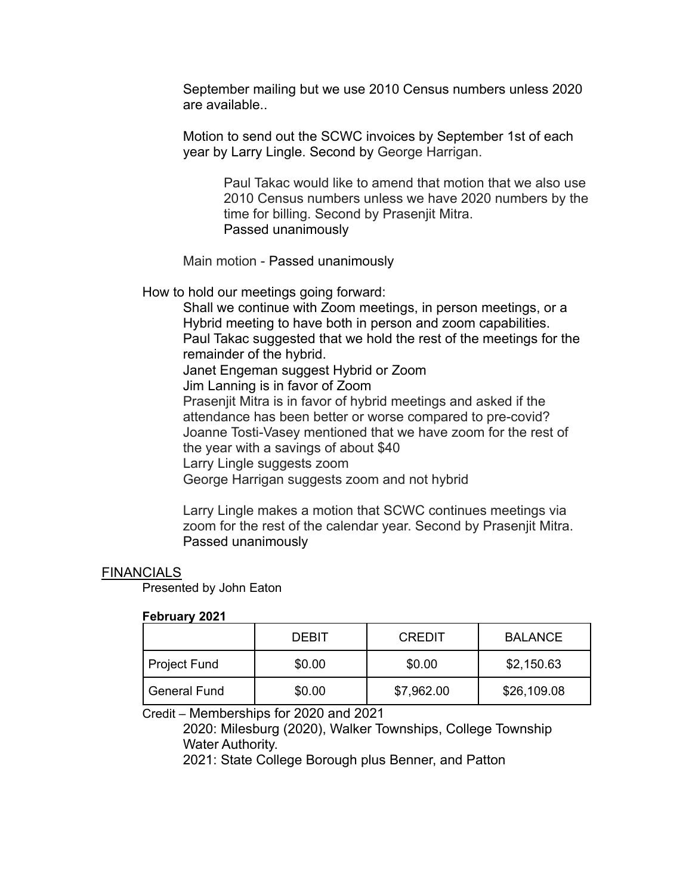September mailing but we use 2010 Census numbers unless 2020 are available..

Motion to send out the SCWC invoices by September 1st of each year by Larry Lingle. Second by George Harrigan.

> Paul Takac would like to amend that motion that we also use 2010 Census numbers unless we have 2020 numbers by the time for billing. Second by Prasenjit Mitra.
> Passed unanimously

Main motion - Passed unanimously

How to hold our meetings going forward:

Shall we continue with Zoom meetings, in person meetings, or a Hybrid meeting to have both in person and zoom capabilities.
Paul Takac suggested that we hold the rest of the meetings for the remainder of the hybrid.
Janet Engeman suggest Hybrid or Zoom
Jim Lanning is in favor of Zoom
Prasenjit Mitra is in favor of hybrid meetings and asked if the attendance has been better or worse compared to pre-covid?
Joanne Tosti-Vasey mentioned that we have zoom for the rest of the year with a savings of about $40
Larry Lingle suggests zoom
George Harrigan suggests zoom and not hybrid

Larry Lingle makes a motion that SCWC continues meetings via zoom for the rest of the calendar year. Second by Prasenjit Mitra.
Passed unanimously

## FINANCIALS

Presented by John Eaton

**February 2021**

| | DEBIT | CREDIT | BALANCE |
|---|---|---|---|
| Project Fund | $0.00 | $0.00 | $2,150.63 |
| General Fund | $0.00 | $7,962.00 | $26,109.08 |

Credit – Memberships for 2020 and 2021

2020: Milesburg (2020), Walker Townships, College Township Water Authority.
2021: State College Borough plus Benner, and Patton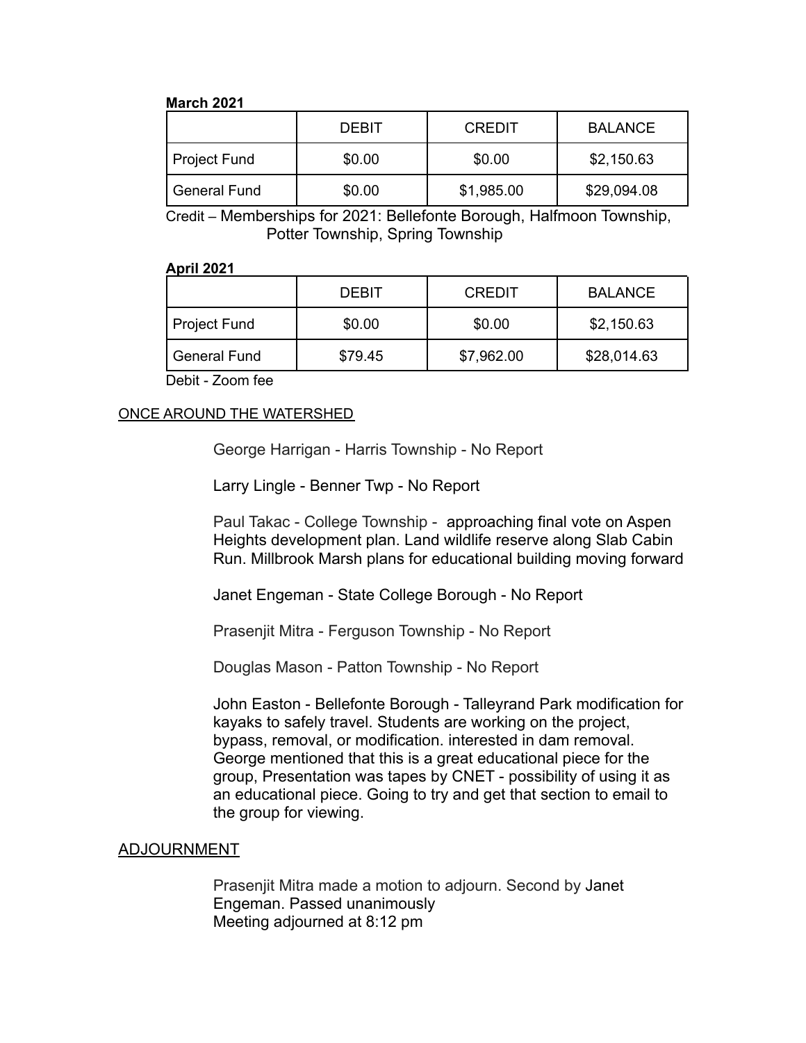**March 2021**

| | DEBIT | CREDIT | BALANCE |
|---|---|---|---|
| Project Fund | $0.00 | $0.00 | $2,150.63 |
| General Fund | $0.00 | $1,985.00 | $29,094.08 |

Credit – Memberships for 2021: Bellefonte Borough, Halfmoon Township, Potter Township, Spring Township

**April 2021**

| | DEBIT | CREDIT | BALANCE |
|---|---|---|---|
| Project Fund | $0.00 | $0.00 | $2,150.63 |
| General Fund | $79.45 | $7,962.00 | $28,014.63 |

Debit - Zoom fee

## ONCE AROUND THE WATERSHED

George Harrigan - Harris Township - No Report

Larry Lingle - Benner Twp - No Report

Paul Takac - College Township - approaching final vote on Aspen Heights development plan. Land wildlife reserve along Slab Cabin Run. Millbrook Marsh plans for educational building moving forward

Janet Engeman - State College Borough - No Report

Prasenjit Mitra - Ferguson Township - No Report

Douglas Mason - Patton Township - No Report

John Easton - Bellefonte Borough - Talleyrand Park modification for kayaks to safely travel. Students are working on the project, bypass, removal, or modification. interested in dam removal. George mentioned that this is a great educational piece for the group, Presentation was tapes by CNET - possibility of using it as an educational piece. Going to try and get that section to email to the group for viewing.

## ADJOURNMENT

Prasenjit Mitra made a motion to adjourn. Second by Janet Engeman. Passed unanimously
Meeting adjourned at 8:12 pm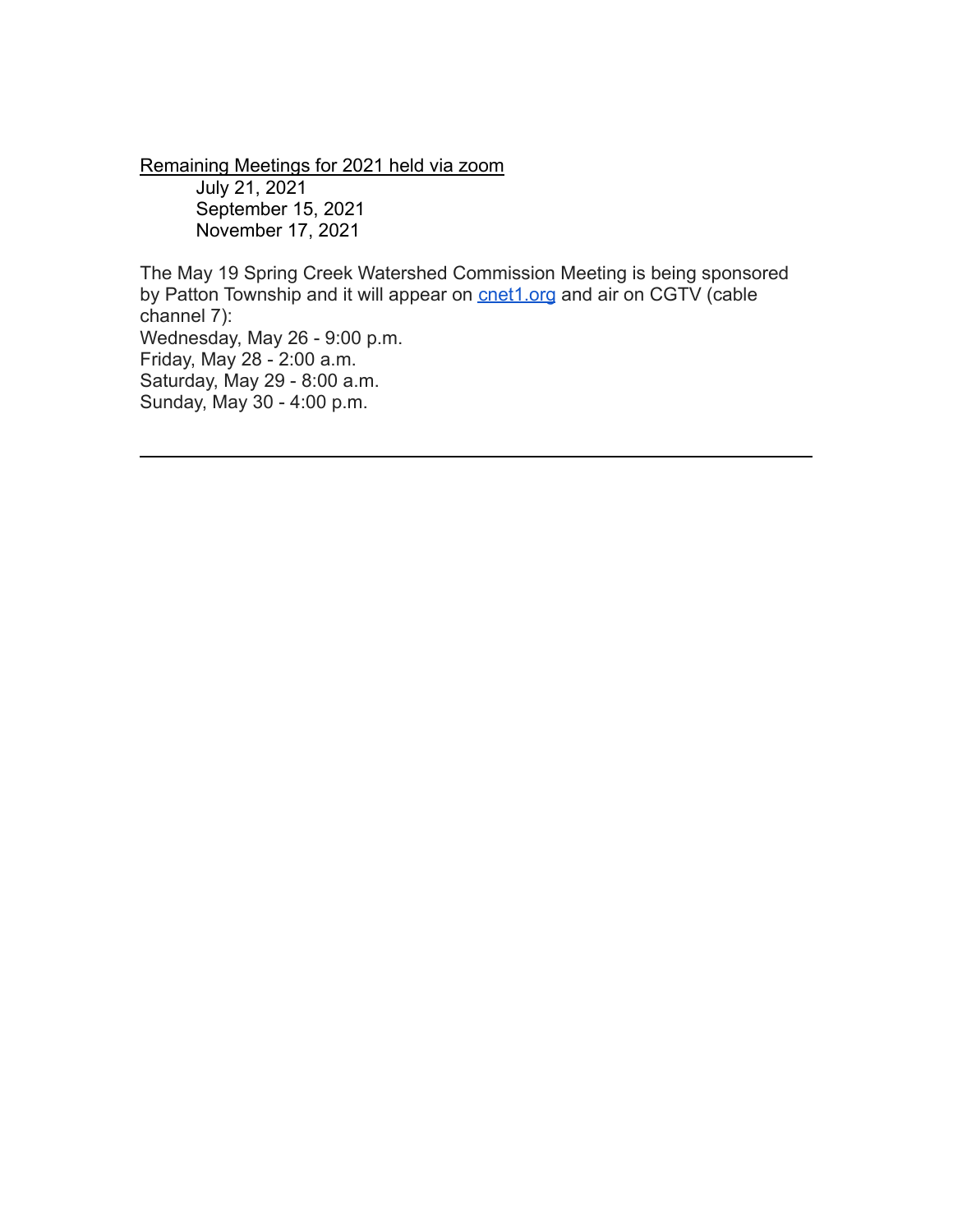Remaining Meetings for 2021 held via zoom

July 21, 2021
September 15, 2021
November 17, 2021

The May 19 Spring Creek Watershed Commission Meeting is being sponsored by Patton Township and it will appear on cnet1.org and air on CGTV (cable channel 7):
Wednesday, May 26 - 9:00 p.m.
Friday, May 28 - 2:00 a.m.
Saturday, May 29 - 8:00 a.m.
Sunday, May 30 - 4:00 p.m.

---